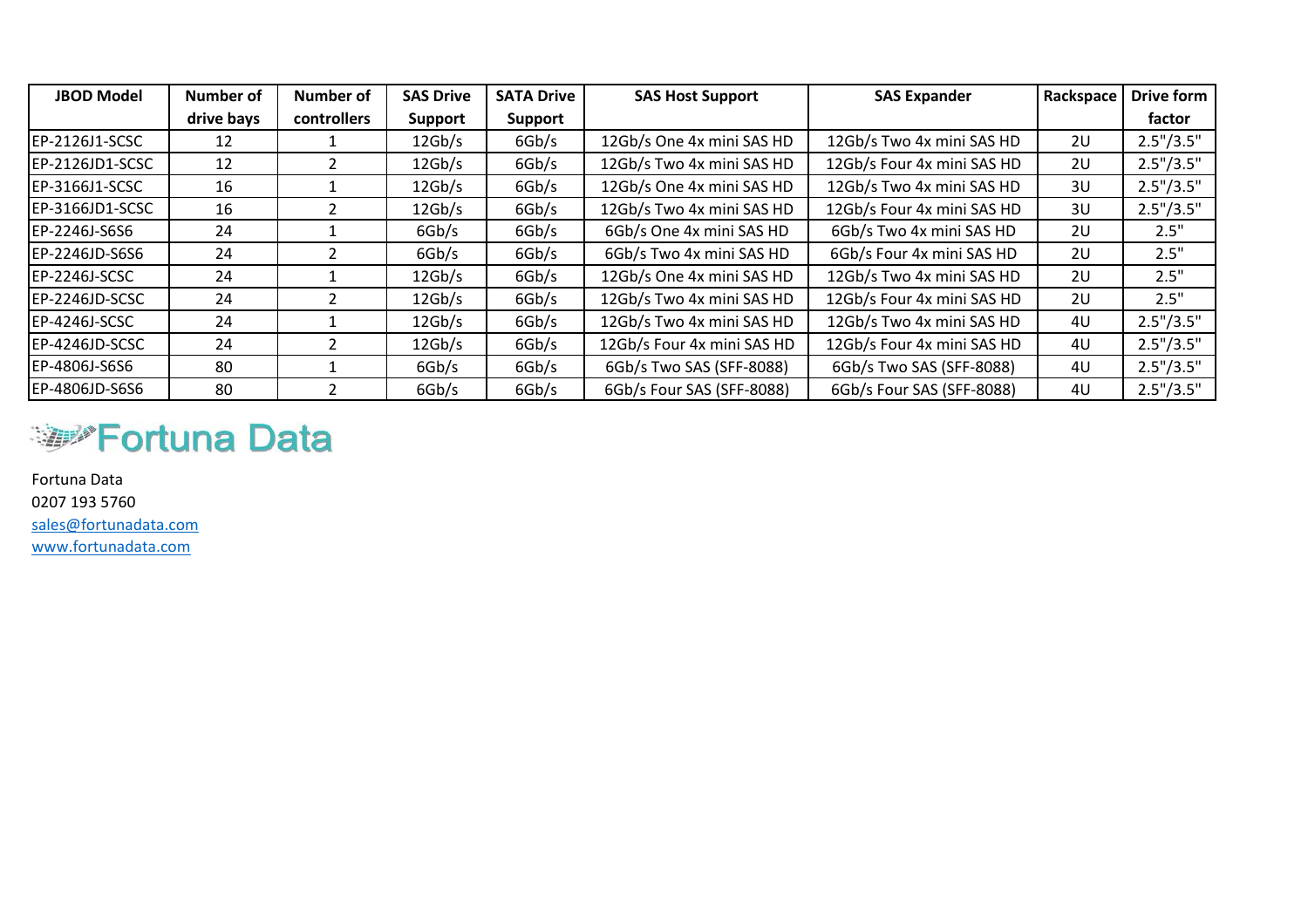| JBOD Model | Number of drive bays | Number of controllers | SAS Drive Support | SATA Drive Support | SAS Host Support | SAS Expander | Rackspace | Drive form factor |
|---|---|---|---|---|---|---|---|---|
| EP-2126J1-SCSC | 12 | 1 | 12Gb/s | 6Gb/s | 12Gb/s One 4x mini SAS HD | 12Gb/s Two 4x mini SAS HD | 2U | 2.5"/3.5" |
| EP-2126JD1-SCSC | 12 | 2 | 12Gb/s | 6Gb/s | 12Gb/s Two 4x mini SAS HD | 12Gb/s Four 4x mini SAS HD | 2U | 2.5"/3.5" |
| EP-3166J1-SCSC | 16 | 1 | 12Gb/s | 6Gb/s | 12Gb/s One 4x mini SAS HD | 12Gb/s Two 4x mini SAS HD | 3U | 2.5"/3.5" |
| EP-3166JD1-SCSC | 16 | 2 | 12Gb/s | 6Gb/s | 12Gb/s Two 4x mini SAS HD | 12Gb/s Four 4x mini SAS HD | 3U | 2.5"/3.5" |
| EP-2246J-S6S6 | 24 | 1 | 6Gb/s | 6Gb/s | 6Gb/s One 4x mini SAS HD | 6Gb/s Two 4x mini SAS HD | 2U | 2.5" |
| EP-2246JD-S6S6 | 24 | 2 | 6Gb/s | 6Gb/s | 6Gb/s Two 4x mini SAS HD | 6Gb/s Four 4x mini SAS HD | 2U | 2.5" |
| EP-2246J-SCSC | 24 | 1 | 12Gb/s | 6Gb/s | 12Gb/s One 4x mini SAS HD | 12Gb/s Two 4x mini SAS HD | 2U | 2.5" |
| EP-2246JD-SCSC | 24 | 2 | 12Gb/s | 6Gb/s | 12Gb/s Two 4x mini SAS HD | 12Gb/s Four 4x mini SAS HD | 2U | 2.5" |
| EP-4246J-SCSC | 24 | 1 | 12Gb/s | 6Gb/s | 12Gb/s Two 4x mini SAS HD | 12Gb/s Two 4x mini SAS HD | 4U | 2.5"/3.5" |
| EP-4246JD-SCSC | 24 | 2 | 12Gb/s | 6Gb/s | 12Gb/s Four 4x mini SAS HD | 12Gb/s Four 4x mini SAS HD | 4U | 2.5"/3.5" |
| EP-4806J-S6S6 | 80 | 1 | 6Gb/s | 6Gb/s | 6Gb/s Two SAS (SFF-8088) | 6Gb/s Two SAS (SFF-8088) | 4U | 2.5"/3.5" |
| EP-4806JD-S6S6 | 80 | 2 | 6Gb/s | 6Gb/s | 6Gb/s Four SAS (SFF-8088) | 6Gb/s Four SAS (SFF-8088) | 4U | 2.5"/3.5" |

Fortuna Data

Fortuna Data
0207 193 5760
sales@fortunadata.com
www.fortunadata.com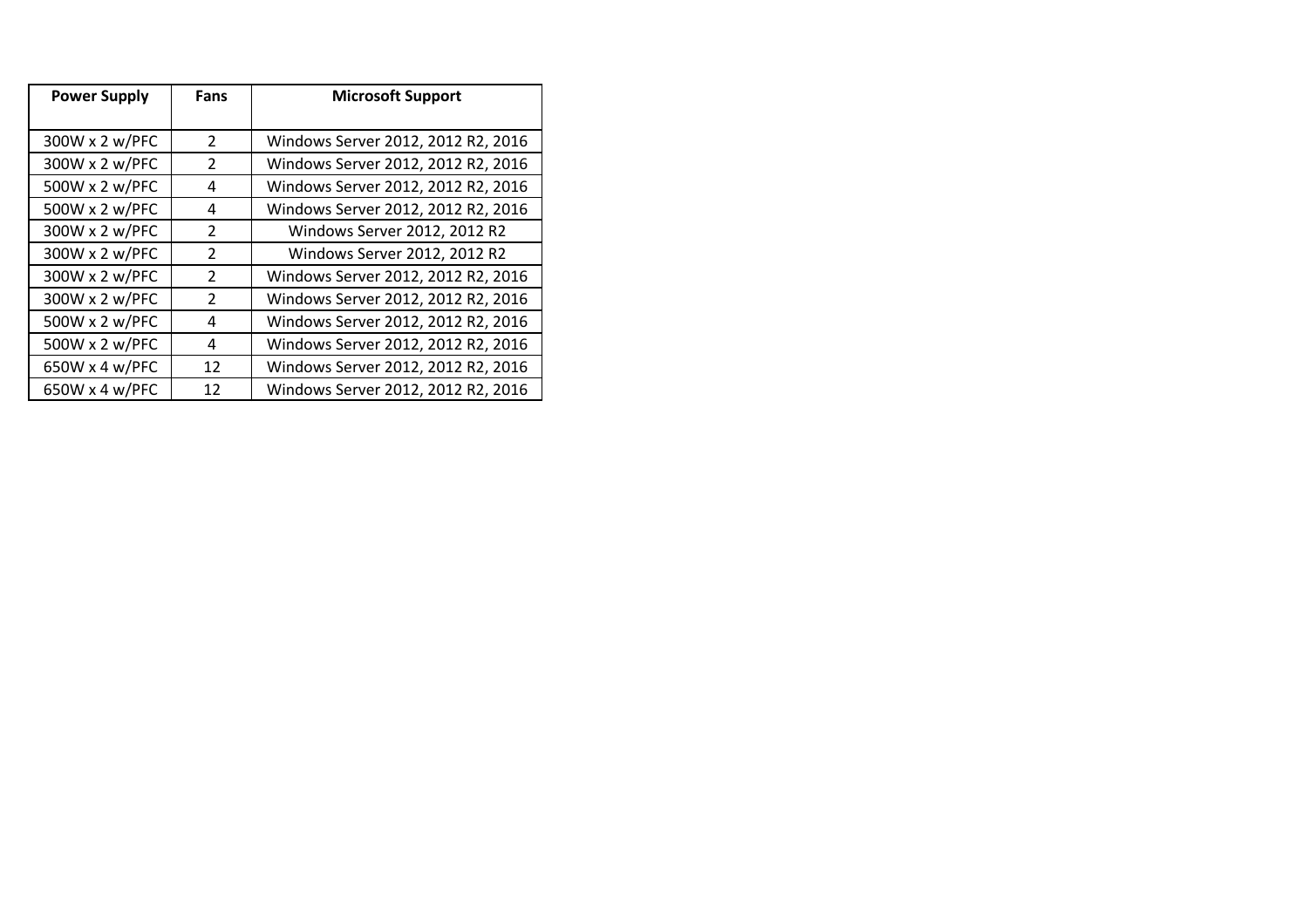| Power Supply | Fans | Microsoft Support |
|---|---|---|
| 300W x 2 w/PFC | 2 | Windows Server 2012, 2012 R2, 2016 |
| 300W x 2 w/PFC | 2 | Windows Server 2012, 2012 R2, 2016 |
| 500W x 2 w/PFC | 4 | Windows Server 2012, 2012 R2, 2016 |
| 500W x 2 w/PFC | 4 | Windows Server 2012, 2012 R2, 2016 |
| 300W x 2 w/PFC | 2 | Windows Server 2012, 2012 R2 |
| 300W x 2 w/PFC | 2 | Windows Server 2012, 2012 R2 |
| 300W x 2 w/PFC | 2 | Windows Server 2012, 2012 R2, 2016 |
| 300W x 2 w/PFC | 2 | Windows Server 2012, 2012 R2, 2016 |
| 500W x 2 w/PFC | 4 | Windows Server 2012, 2012 R2, 2016 |
| 500W x 2 w/PFC | 4 | Windows Server 2012, 2012 R2, 2016 |
| 650W x 4 w/PFC | 12 | Windows Server 2012, 2012 R2, 2016 |
| 650W x 4 w/PFC | 12 | Windows Server 2012, 2012 R2, 2016 |